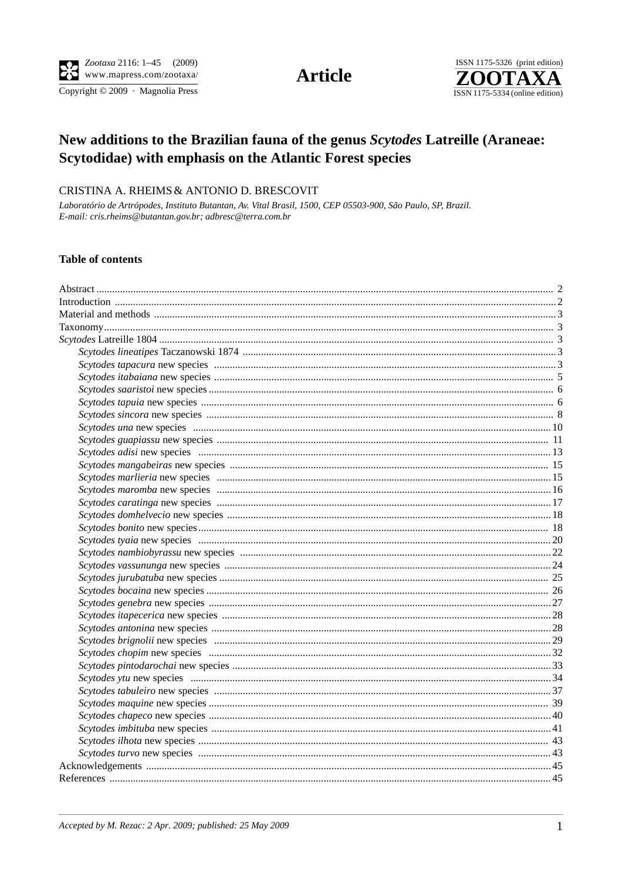Article

# New additions to the Brazilian fauna of the genus *Scytodes* Latreille (Araneae: Scytodidae) with emphasis on the Atlantic Forest species

CRISTINA A. RHEIMS & ANTONIO D. BRESCOVIT

*Laboratório de Artrópodes, Instituto Butantan, Av. Vital Brasil, 1500, CEP 05503-900, São Paulo, SP, Brazil.*
*E-mail: cris.rheims@butantan.gov.br; adbresc@terra.com.br*

## Table of contents

Abstract ..... 2
Introduction ..... 2
Material and methods ..... 3
Taxonomy ..... 3
*Scytodes* Latreille 1804 ..... 3
- *Scytodes lineatipes* Taczanowski 1874 ..... 3
- *Scytodes tapacura* new species ..... 3
- *Scytodes itabaiana* new species ..... 5
- *Scytodes saaristoi* new species ..... 6
- *Scytodes tapuia* new species ..... 6
- *Scytodes sincora* new species ..... 8
- *Scytodes una* new species ..... 10
- *Scytodes guapiassu* new species ..... 11
- *Scytodes adisi* new species ..... 13
- *Scytodes mangabeiras* new species ..... 15
- *Scytodes marlieria* new species ..... 15
- *Scytodes maromba* new species ..... 16
- *Scytodes caratinga* new species ..... 17
- *Scytodes domhelvecio* new species ..... 18
- *Scytodes bonito* new species ..... 18
- *Scytodes tyaia* new species ..... 20
- *Scytodes nambiobyrassu* new species ..... 22
- *Scytodes vassununga* new species ..... 24
- *Scytodes jurubatuba* new species ..... 25
- *Scytodes bocaina* new species ..... 26
- *Scytodes genebra* new species ..... 27
- *Scytodes itapecerica* new species ..... 28
- *Scytodes antonina* new species ..... 28
- *Scytodes brignolii* new species ..... 29
- *Scytodes chopim* new species ..... 32
- *Scytodes pintodarochai* new species ..... 33
- *Scytodes ytu* new species ..... 34
- *Scytodes tabuleiro* new species ..... 37
- *Scytodes maquine* new species ..... 39
- *Scytodes chapeco* new species ..... 40
- *Scytodes imbituba* new species ..... 41
- *Scytodes ilhota* new species ..... 43
- *Scytodes turvo* new species ..... 43

Acknowledgements ..... 45
References ..... 45

*Accepted by M. Rezac: 2 Apr. 2009; published: 25 May 2009*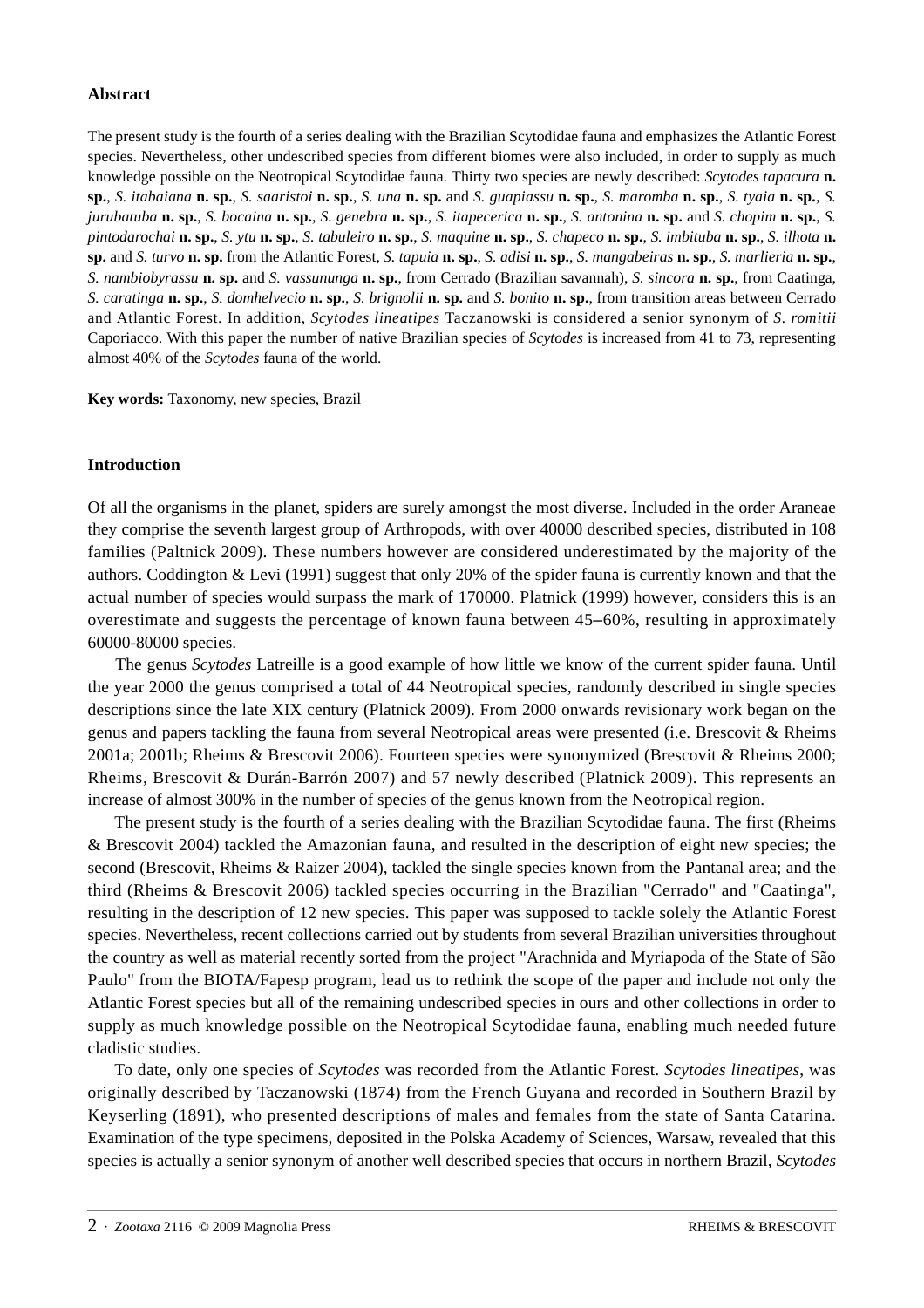### Abstract

The present study is the fourth of a series dealing with the Brazilian Scytodidae fauna and emphasizes the Atlantic Forest species. Nevertheless, other undescribed species from different biomes were also included, in order to supply as much knowledge possible on the Neotropical Scytodidae fauna. Thirty two species are newly described: *Scytodes tapacura* **n. sp.**, *S. itabaiana* **n. sp.**, *S. saaristoi* **n. sp.**, *S. una* **n. sp.** and *S. guapiassu* **n. sp.**, *S. maromba* **n. sp.**, *S. tyaia* **n. sp.**, *S. jurubatuba* **n. sp.**, *S. bocaina* **n. sp.**, *S. genebra* **n. sp.**, *S. itapecerica* **n. sp.**, *S. antonina* **n. sp.** and *S. chopim* **n. sp.**, *S. pintodarochai* **n. sp.**, *S. ytu* **n. sp.**, *S. tabuleiro* **n. sp.**, *S. maquine* **n. sp.**, *S. chapeco* **n. sp.**, *S. imbituba* **n. sp.**, *S. ilhota* **n. sp.** and *S. turvo* **n. sp.** from the Atlantic Forest, *S. tapuia* **n. sp.**, *S. adisi* **n. sp.**, *S. mangabeiras* **n. sp.**, *S. marlieria* **n. sp.**, *S. nambiobyrassu* **n. sp.** and *S. vassununga* **n. sp.**, from Cerrado (Brazilian savannah), *S. sincora* **n. sp.**, from Caatinga, *S. caratinga* **n. sp.**, *S. domhelvecio* **n. sp.**, *S. brignolii* **n. sp.** and *S. bonito* **n. sp.**, from transition areas between Cerrado and Atlantic Forest. In addition, *Scytodes lineatipes* Taczanowski is considered a senior synonym of *S. romitii* Caporiacco. With this paper the number of native Brazilian species of *Scytodes* is increased from 41 to 73, representing almost 40% of the *Scytodes* fauna of the world.

**Key words:** Taxonomy, new species, Brazil

### Introduction

Of all the organisms in the planet, spiders are surely amongst the most diverse. Included in the order Araneae they comprise the seventh largest group of Arthropods, with over 40000 described species, distributed in 108 families (Paltnick 2009). These numbers however are considered underestimated by the majority of the authors. Coddington & Levi (1991) suggest that only 20% of the spider fauna is currently known and that the actual number of species would surpass the mark of 170000. Platnick (1999) however, considers this is an overestimate and suggests the percentage of known fauna between 45–60%, resulting in approximately 60000-80000 species.

The genus *Scytodes* Latreille is a good example of how little we know of the current spider fauna. Until the year 2000 the genus comprised a total of 44 Neotropical species, randomly described in single species descriptions since the late XIX century (Platnick 2009). From 2000 onwards revisionary work began on the genus and papers tackling the fauna from several Neotropical areas were presented (i.e. Brescovit & Rheims 2001a; 2001b; Rheims & Brescovit 2006). Fourteen species were synonymized (Brescovit & Rheims 2000; Rheims, Brescovit & Durán-Barrón 2007) and 57 newly described (Platnick 2009). This represents an increase of almost 300% in the number of species of the genus known from the Neotropical region.

The present study is the fourth of a series dealing with the Brazilian Scytodidae fauna. The first (Rheims & Brescovit 2004) tackled the Amazonian fauna, and resulted in the description of eight new species; the second (Brescovit, Rheims & Raizer 2004), tackled the single species known from the Pantanal area; and the third (Rheims & Brescovit 2006) tackled species occurring in the Brazilian "Cerrado" and "Caatinga", resulting in the description of 12 new species. This paper was supposed to tackle solely the Atlantic Forest species. Nevertheless, recent collections carried out by students from several Brazilian universities throughout the country as well as material recently sorted from the project "Arachnida and Myriapoda of the State of São Paulo" from the BIOTA/Fapesp program, lead us to rethink the scope of the paper and include not only the Atlantic Forest species but all of the remaining undescribed species in ours and other collections in order to supply as much knowledge possible on the Neotropical Scytodidae fauna, enabling much needed future cladistic studies.

To date, only one species of *Scytodes* was recorded from the Atlantic Forest. *Scytodes lineatipes*, was originally described by Taczanowski (1874) from the French Guyana and recorded in Southern Brazil by Keyserling (1891), who presented descriptions of males and females from the state of Santa Catarina. Examination of the type specimens, deposited in the Polska Academy of Sciences, Warsaw, revealed that this species is actually a senior synonym of another well described species that occurs in northern Brazil, *Scytodes*